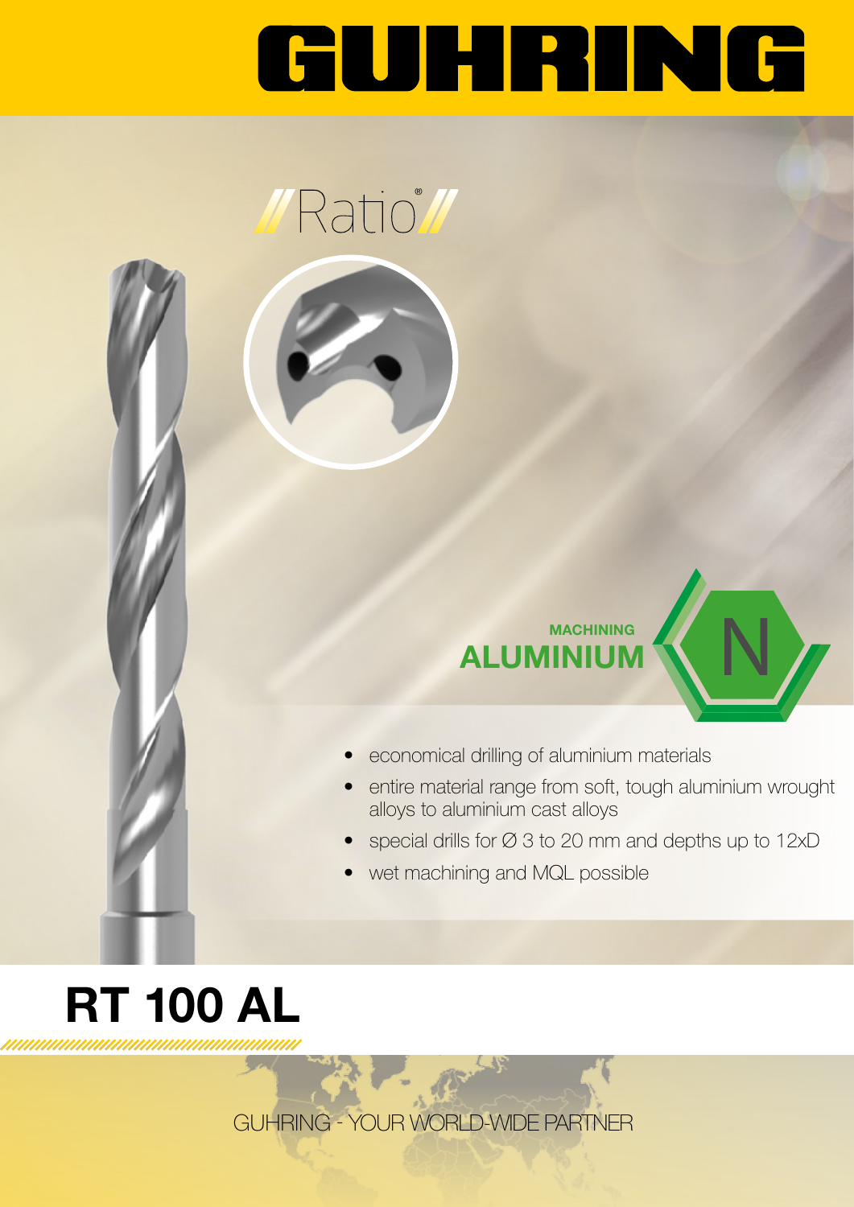# GUHRING

## Ratio®

MACHINING
**ALUMINIUM**

N

- economical drilling of aluminium materials
- entire material range from soft, tough aluminium wrought alloys to aluminium cast alloys
- special drills for Ø 3 to 20 mm and depths up to 12xD
- wet machining and MQL possible

# RT 100 AL

GUHRING - YOUR WORLD-WIDE PARTNER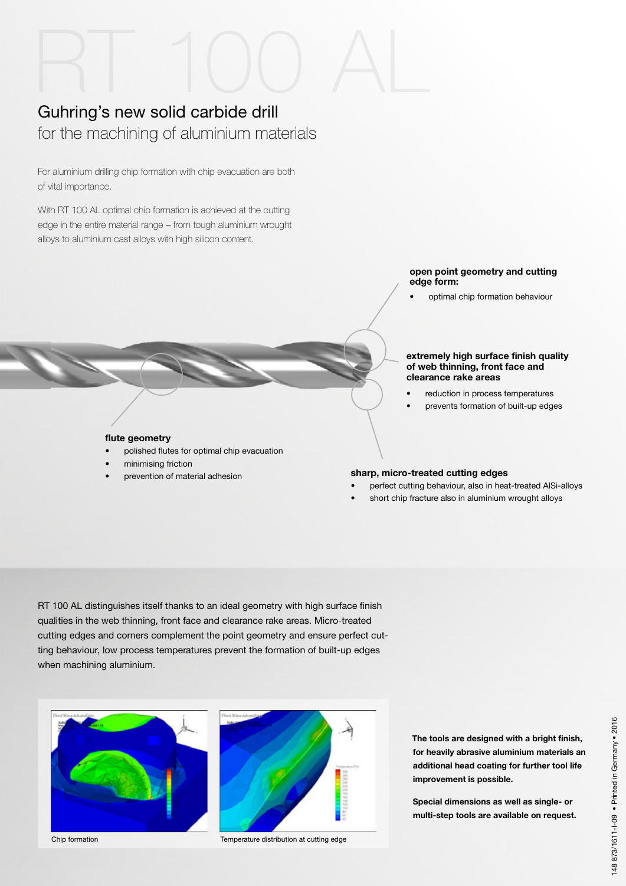# RT 100 AL

## Guhring's new solid carbide drill
for the machining of aluminium materials

For aluminium drilling chip formation with chip evacuation are both of vital importance.

With RT 100 AL optimal chip formation is achieved at the cutting edge in the entire material range – from tough aluminium wrought alloys to aluminium cast alloys with high silicon content.

**open point geometry and cutting edge form:**

- optimal chip formation behaviour

**extremely high surface finish quality of web thinning, front face and clearance rake areas**

- reduction in process temperatures
- prevents formation of built-up edges

**flute geometry**

- polished flutes for optimal chip evacuation
- minimising friction
- prevention of material adhesion

**sharp, micro-treated cutting edges**

- perfect cutting behaviour, also in heat-treated AlSi-alloys
- short chip fracture also in aluminium wrought alloys

RT 100 AL distinguishes itself thanks to an ideal geometry with high surface finish qualities in the web thinning, front face and clearance rake areas. Micro-treated cutting edges and corners complement the point geometry and ensure perfect cutting behaviour, low process temperatures prevent the formation of built-up edges when machining aluminium.

Chip formation

Temperature distribution at cutting edge

**The tools are designed with a bright finish, for heavily abrasive aluminium materials an additional head coating for further tool life improvement is possible.**

**Special dimensions as well as single- or multi-step tools are available on request.**

148 873/1611-I-09 • Printed in Germany • 2016